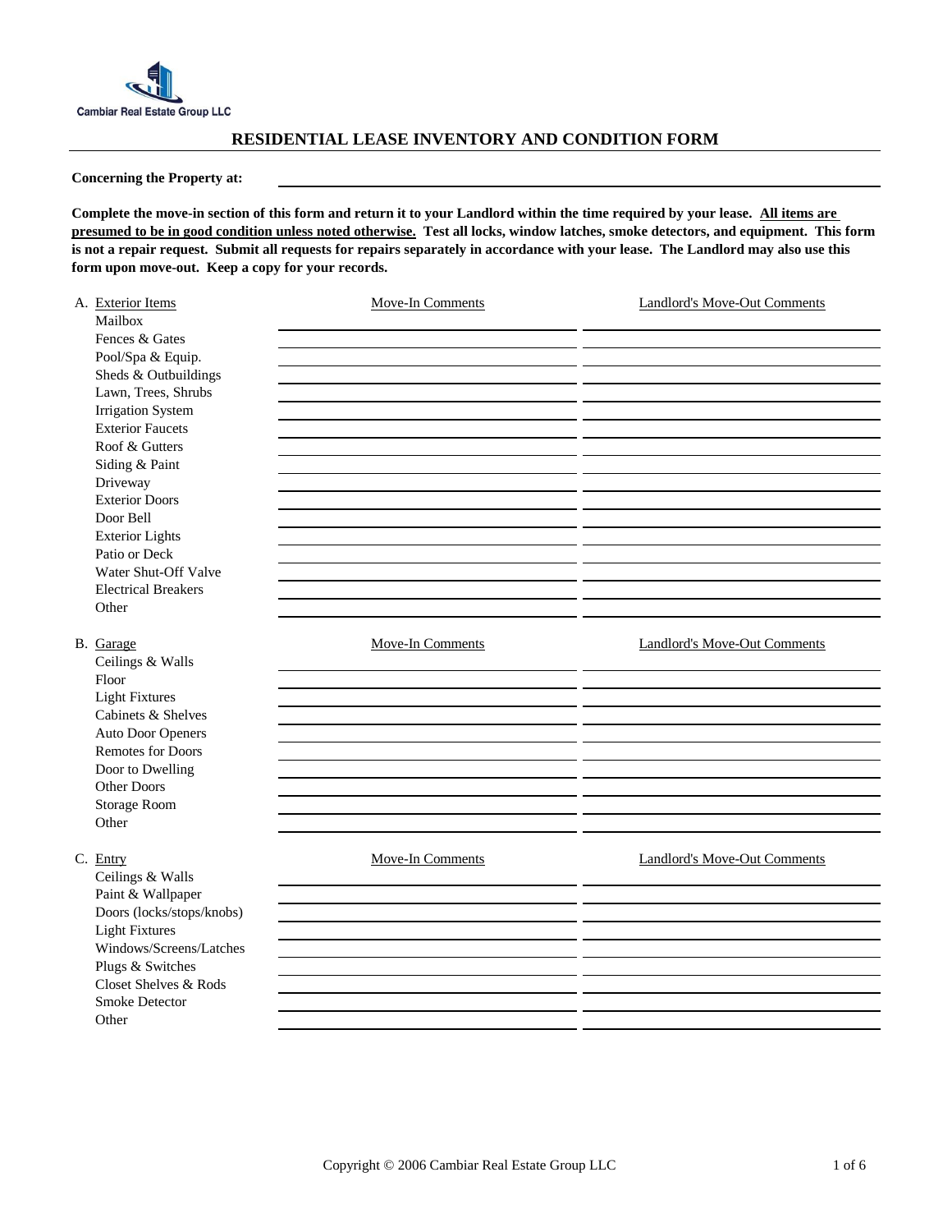Cambiar Real Estate Group LLC

# RESIDENTIAL LEASE INVENTORY AND CONDITION FORM

**Concerning the Property at:** ______________________________

**Complete the move-in section of this form and return it to your Landlord within the time required by your lease. <u>All items are presumed to be in good condition unless noted otherwise.</u> Test all locks, window latches, smoke detectors, and equipment. This form is not a repair request. Submit all requests for repairs separately in accordance with your lease. The Landlord may also use this form upon move-out. Keep a copy for your records.**

| A. Exterior Items | Move-In Comments | Landlord's Move-Out Comments |
|---|---|---|
| Mailbox | | |
| Fences & Gates | | |
| Pool/Spa & Equip. | | |
| Sheds & Outbuildings | | |
| Lawn, Trees, Shrubs | | |
| Irrigation System | | |
| Exterior Faucets | | |
| Roof & Gutters | | |
| Siding & Paint | | |
| Driveway | | |
| Exterior Doors | | |
| Door Bell | | |
| Exterior Lights | | |
| Patio or Deck | | |
| Water Shut-Off Valve | | |
| Electrical Breakers | | |
| Other | | |

| B. Garage | Move-In Comments | Landlord's Move-Out Comments |
|---|---|---|
| Ceilings & Walls | | |
| Floor | | |
| Light Fixtures | | |
| Cabinets & Shelves | | |
| Auto Door Openers | | |
| Remotes for Doors | | |
| Door to Dwelling | | |
| Other Doors | | |
| Storage Room | | |
| Other | | |

| C. Entry | Move-In Comments | Landlord's Move-Out Comments |
|---|---|---|
| Ceilings & Walls | | |
| Paint & Wallpaper | | |
| Doors (locks/stops/knobs) | | |
| Light Fixtures | | |
| Windows/Screens/Latches | | |
| Plugs & Switches | | |
| Closet Shelves & Rods | | |
| Smoke Detector | | |
| Other | | |

Copyright © 2006 Cambiar Real Estate Group LLC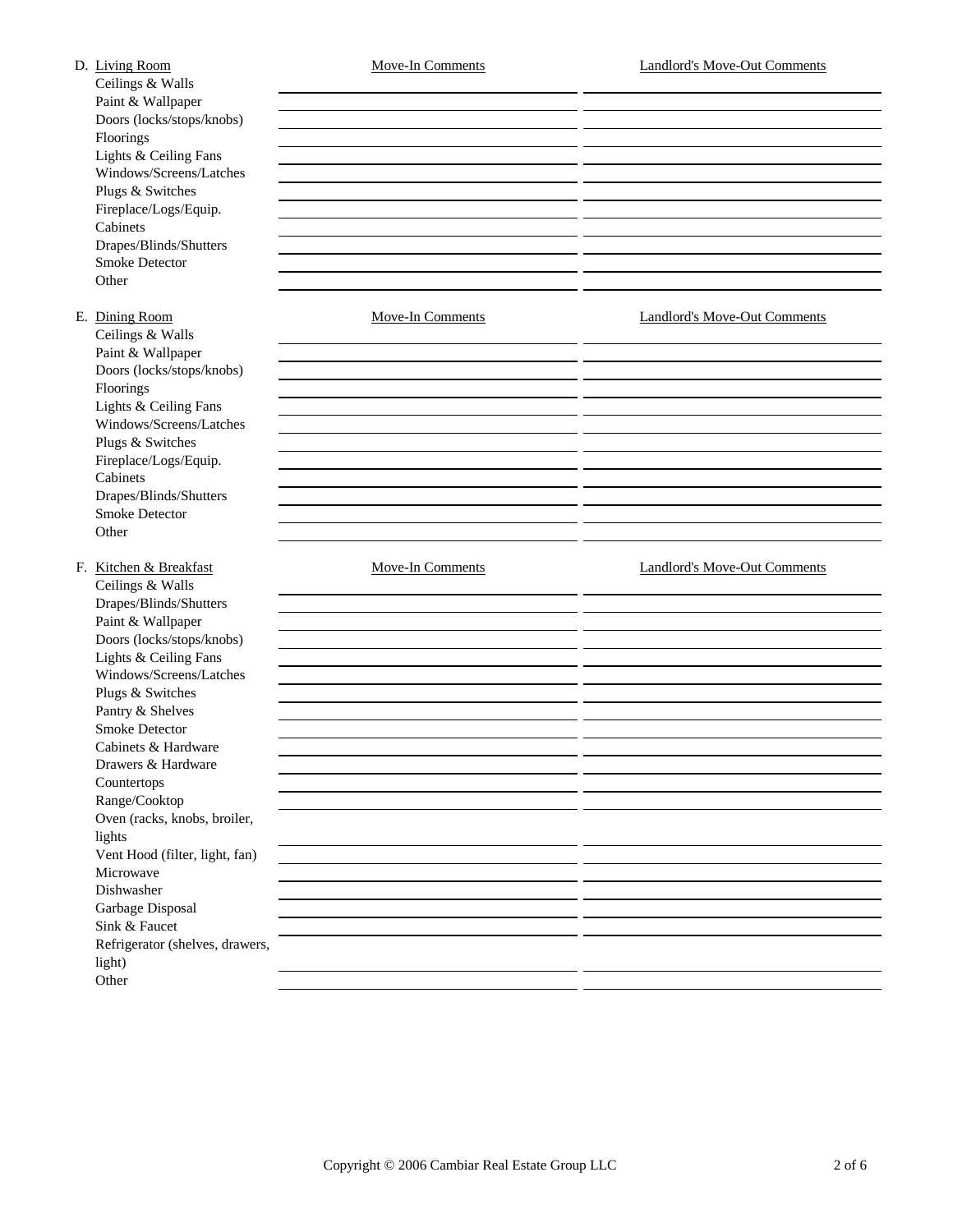D. Living Room

| Item | Move-In Comments | Landlord's Move-Out Comments |
| --- | --- | --- |
| Ceilings & Walls | | |
| Paint & Wallpaper | | |
| Doors (locks/stops/knobs) | | |
| Floorings | | |
| Lights & Ceiling Fans | | |
| Windows/Screens/Latches | | |
| Plugs & Switches | | |
| Fireplace/Logs/Equip. | | |
| Cabinets | | |
| Drapes/Blinds/Shutters | | |
| Smoke Detector | | |
| Other | | |

E. Dining Room

| Item | Move-In Comments | Landlord's Move-Out Comments |
| --- | --- | --- |
| Ceilings & Walls | | |
| Paint & Wallpaper | | |
| Doors (locks/stops/knobs) | | |
| Floorings | | |
| Lights & Ceiling Fans | | |
| Windows/Screens/Latches | | |
| Plugs & Switches | | |
| Fireplace/Logs/Equip. | | |
| Cabinets | | |
| Drapes/Blinds/Shutters | | |
| Smoke Detector | | |
| Other | | |

F. Kitchen & Breakfast

| Item | Move-In Comments | Landlord's Move-Out Comments |
| --- | --- | --- |
| Ceilings & Walls | | |
| Drapes/Blinds/Shutters | | |
| Paint & Wallpaper | | |
| Doors (locks/stops/knobs) | | |
| Lights & Ceiling Fans | | |
| Windows/Screens/Latches | | |
| Plugs & Switches | | |
| Pantry & Shelves | | |
| Smoke Detector | | |
| Cabinets & Hardware | | |
| Drawers & Hardware | | |
| Countertops | | |
| Range/Cooktop | | |
| Oven (racks, knobs, broiler, lights | | |
| Vent Hood (filter, light, fan) | | |
| Microwave | | |
| Dishwasher | | |
| Garbage Disposal | | |
| Sink & Faucet | | |
| Refrigerator (shelves, drawers, light) | | |
| Other | | |

Copyright © 2006 Cambiar Real Estate Group LLC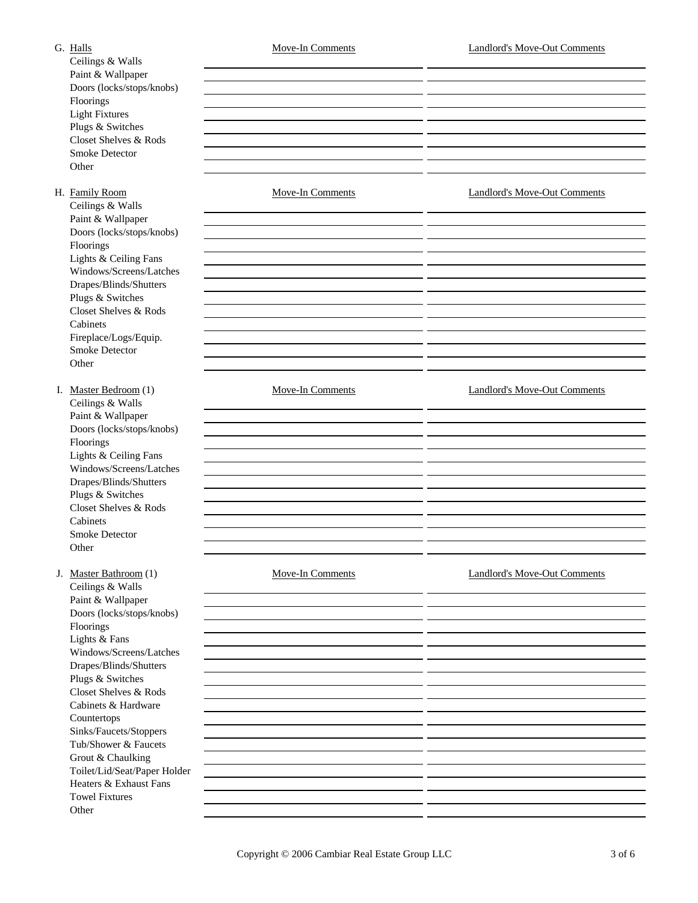| G. Halls | Move-In Comments | Landlord's Move-Out Comments |
|---|---|---|
| Ceilings & Walls | | |
| Paint & Wallpaper | | |
| Doors (locks/stops/knobs) | | |
| Floorings | | |
| Light Fixtures | | |
| Plugs & Switches | | |
| Closet Shelves & Rods | | |
| Smoke Detector | | |
| Other | | |

| H. Family Room | Move-In Comments | Landlord's Move-Out Comments |
|---|---|---|
| Ceilings & Walls | | |
| Paint & Wallpaper | | |
| Doors (locks/stops/knobs) | | |
| Floorings | | |
| Lights & Ceiling Fans | | |
| Windows/Screens/Latches | | |
| Drapes/Blinds/Shutters | | |
| Plugs & Switches | | |
| Closet Shelves & Rods | | |
| Cabinets | | |
| Fireplace/Logs/Equip. | | |
| Smoke Detector | | |
| Other | | |

| I. Master Bedroom (1) | Move-In Comments | Landlord's Move-Out Comments |
|---|---|---|
| Ceilings & Walls | | |
| Paint & Wallpaper | | |
| Doors (locks/stops/knobs) | | |
| Floorings | | |
| Lights & Ceiling Fans | | |
| Windows/Screens/Latches | | |
| Drapes/Blinds/Shutters | | |
| Plugs & Switches | | |
| Closet Shelves & Rods | | |
| Cabinets | | |
| Smoke Detector | | |
| Other | | |

| J. Master Bathroom (1) | Move-In Comments | Landlord's Move-Out Comments |
|---|---|---|
| Ceilings & Walls | | |
| Paint & Wallpaper | | |
| Doors (locks/stops/knobs) | | |
| Floorings | | |
| Lights & Fans | | |
| Windows/Screens/Latches | | |
| Drapes/Blinds/Shutters | | |
| Plugs & Switches | | |
| Closet Shelves & Rods | | |
| Cabinets & Hardware | | |
| Countertops | | |
| Sinks/Faucets/Stoppers | | |
| Tub/Shower & Faucets | | |
| Grout & Chaulking | | |
| Toilet/Lid/Seat/Paper Holder | | |
| Heaters & Exhaust Fans | | |
| Towel Fixtures | | |
| Other | | |

Copyright © 2006 Cambiar Real Estate Group LLC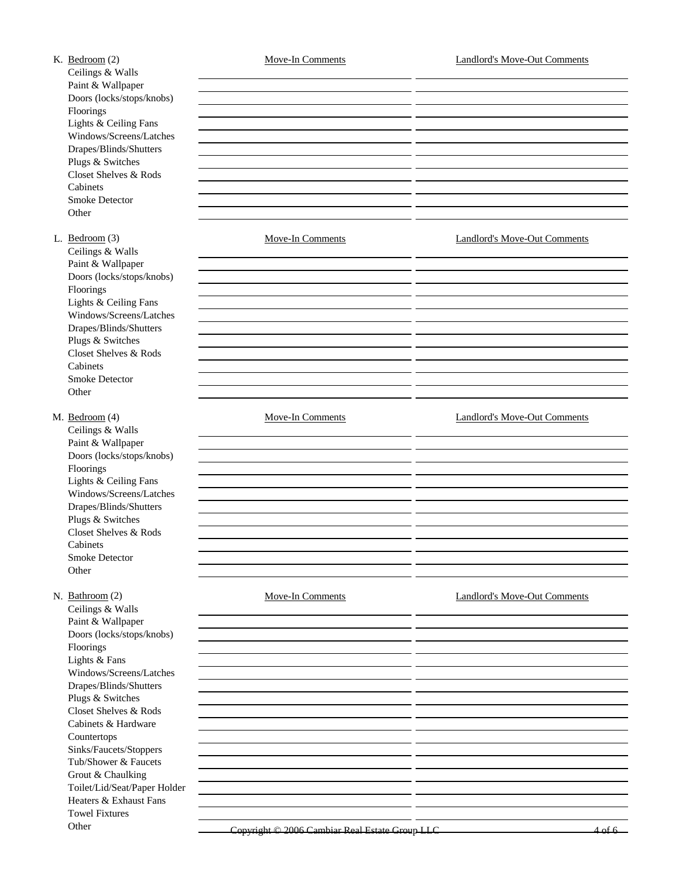K. Bedroom (2)

| | Move-In Comments | Landlord's Move-Out Comments |
|---|---|---|
| Ceilings & Walls | | |
| Paint & Wallpaper | | |
| Doors (locks/stops/knobs) | | |
| Floorings | | |
| Lights & Ceiling Fans | | |
| Windows/Screens/Latches | | |
| Drapes/Blinds/Shutters | | |
| Plugs & Switches | | |
| Closet Shelves & Rods | | |
| Cabinets | | |
| Smoke Detector | | |
| Other | | |

L. Bedroom (3)

| | Move-In Comments | Landlord's Move-Out Comments |
|---|---|---|
| Ceilings & Walls | | |
| Paint & Wallpaper | | |
| Doors (locks/stops/knobs) | | |
| Floorings | | |
| Lights & Ceiling Fans | | |
| Windows/Screens/Latches | | |
| Drapes/Blinds/Shutters | | |
| Plugs & Switches | | |
| Closet Shelves & Rods | | |
| Cabinets | | |
| Smoke Detector | | |
| Other | | |

M. Bedroom (4)

| | Move-In Comments | Landlord's Move-Out Comments |
|---|---|---|
| Ceilings & Walls | | |
| Paint & Wallpaper | | |
| Doors (locks/stops/knobs) | | |
| Floorings | | |
| Lights & Ceiling Fans | | |
| Windows/Screens/Latches | | |
| Drapes/Blinds/Shutters | | |
| Plugs & Switches | | |
| Closet Shelves & Rods | | |
| Cabinets | | |
| Smoke Detector | | |
| Other | | |

N. Bathroom (2)

| | Move-In Comments | Landlord's Move-Out Comments |
|---|---|---|
| Ceilings & Walls | | |
| Paint & Wallpaper | | |
| Doors (locks/stops/knobs) | | |
| Floorings | | |
| Lights & Fans | | |
| Windows/Screens/Latches | | |
| Drapes/Blinds/Shutters | | |
| Plugs & Switches | | |
| Closet Shelves & Rods | | |
| Cabinets & Hardware | | |
| Countertops | | |
| Sinks/Faucets/Stoppers | | |
| Tub/Shower & Faucets | | |
| Grout & Chaulking | | |
| Toilet/Lid/Seat/Paper Holder | | |
| Heaters & Exhaust Fans | | |
| Towel Fixtures | | |
| Other | | |

Copyright © 2006 Cambiar Real Estate Group LLC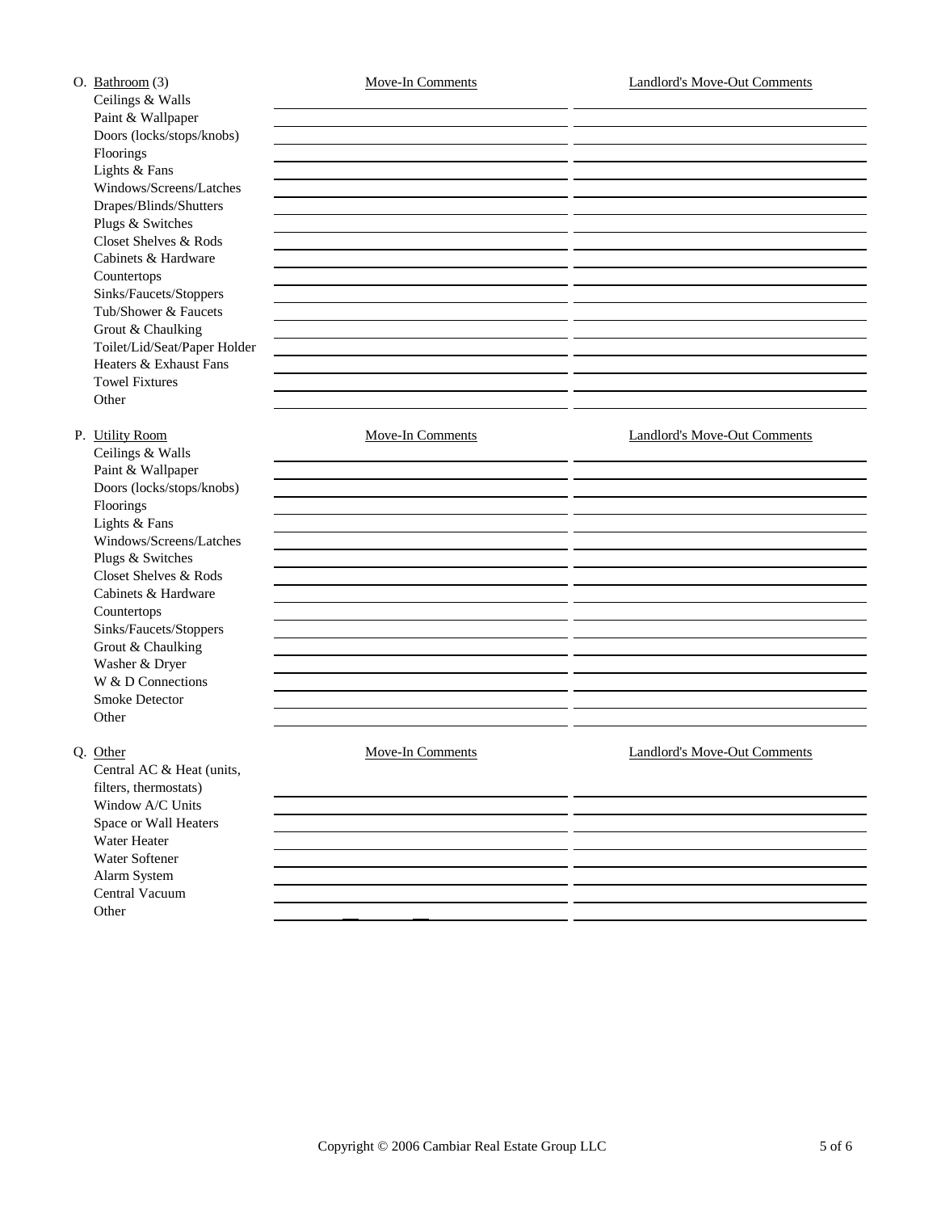**O. Bathroom (3)**

| Item | Move-In Comments | Landlord's Move-Out Comments |
| --- | --- | --- |
| Ceilings & Walls | | |
| Paint & Wallpaper | | |
| Doors (locks/stops/knobs) | | |
| Floorings | | |
| Lights & Fans | | |
| Windows/Screens/Latches | | |
| Drapes/Blinds/Shutters | | |
| Plugs & Switches | | |
| Closet Shelves & Rods | | |
| Cabinets & Hardware | | |
| Countertops | | |
| Sinks/Faucets/Stoppers | | |
| Tub/Shower & Faucets | | |
| Grout & Chaulking | | |
| Toilet/Lid/Seat/Paper Holder | | |
| Heaters & Exhaust Fans | | |
| Towel Fixtures | | |
| Other | | |

**P. Utility Room**

| Item | Move-In Comments | Landlord's Move-Out Comments |
| --- | --- | --- |
| Ceilings & Walls | | |
| Paint & Wallpaper | | |
| Doors (locks/stops/knobs) | | |
| Floorings | | |
| Lights & Fans | | |
| Windows/Screens/Latches | | |
| Plugs & Switches | | |
| Closet Shelves & Rods | | |
| Cabinets & Hardware | | |
| Countertops | | |
| Sinks/Faucets/Stoppers | | |
| Grout & Chaulking | | |
| Washer & Dryer | | |
| W & D Connections | | |
| Smoke Detector | | |
| Other | | |

**Q. Other**

| Item | Move-In Comments | Landlord's Move-Out Comments |
| --- | --- | --- |
| Central AC & Heat (units, filters, thermostats) | | |
| Window A/C Units | | |
| Space or Wall Heaters | | |
| Water Heater | | |
| Water Softener | | |
| Alarm System | | |
| Central Vacuum | | |
| Other | | |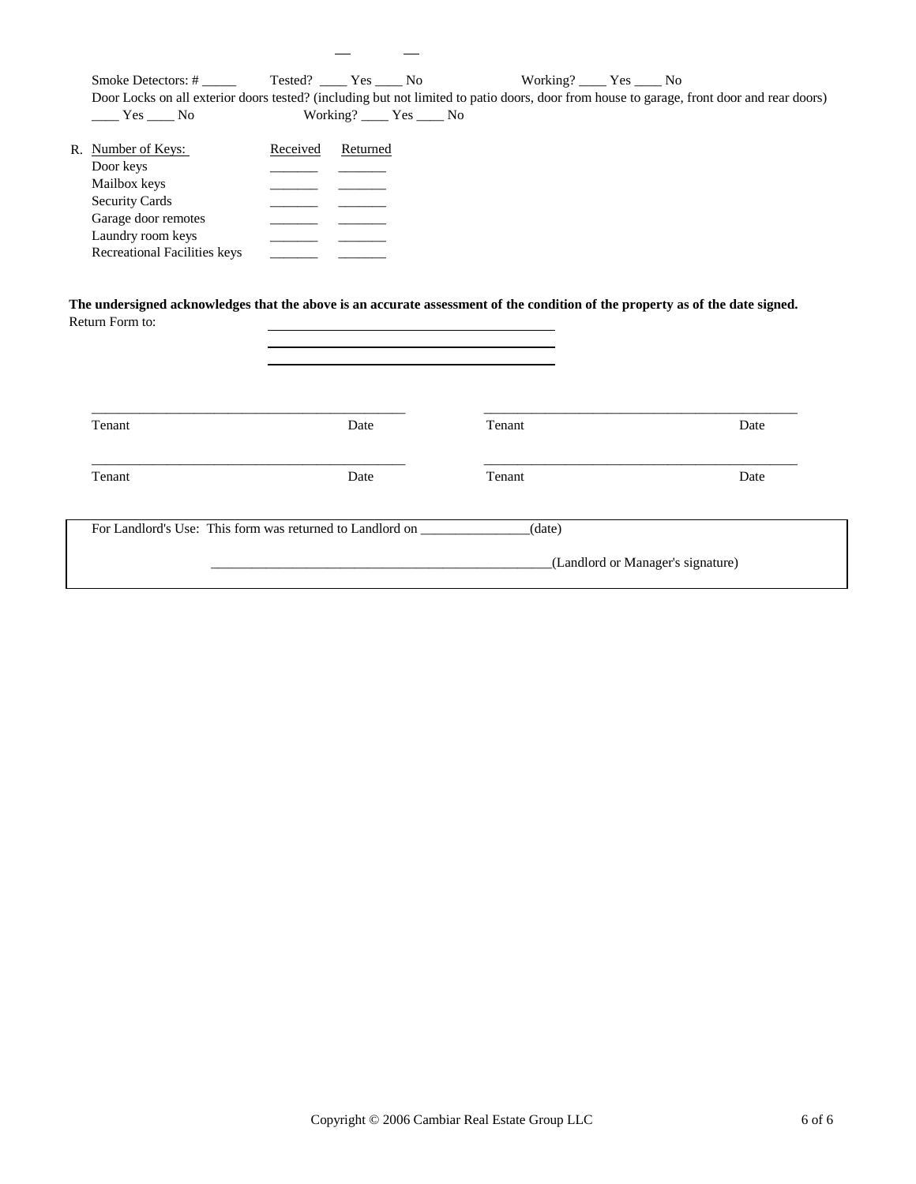Smoke Detectors: # _____ Tested? ____ Yes ____ No Working? ____ Yes ____ No

Door Locks on all exterior doors tested? (including but not limited to patio doors, door from house to garage, front door and rear doors) ____ Yes ____ No Working? ____ Yes ____ No

R. Number of Keys:

| Number of Keys: | Received | Returned |
|---|---|---|
| Door keys | _______ | _______ |
| Mailbox keys | _______ | _______ |
| Security Cards | _______ | _______ |
| Garage door remotes | _______ | _______ |
| Laundry room keys | _______ | _______ |
| Recreational Facilities keys | _______ | _______ |

**The undersigned acknowledges that the above is an accurate assessment of the condition of the property as of the date signed.**

Return Form to: ______________________________________

______________________________________

______________________________________

_______________________________________________ _______________________________________________

Tenant Date Tenant Date

_______________________________________________ _______________________________________________

Tenant Date Tenant Date

For Landlord's Use: This form was returned to Landlord on _______________(date)

__________________________________________________(Landlord or Manager's signature)

Copyright © 2006 Cambiar Real Estate Group LLC